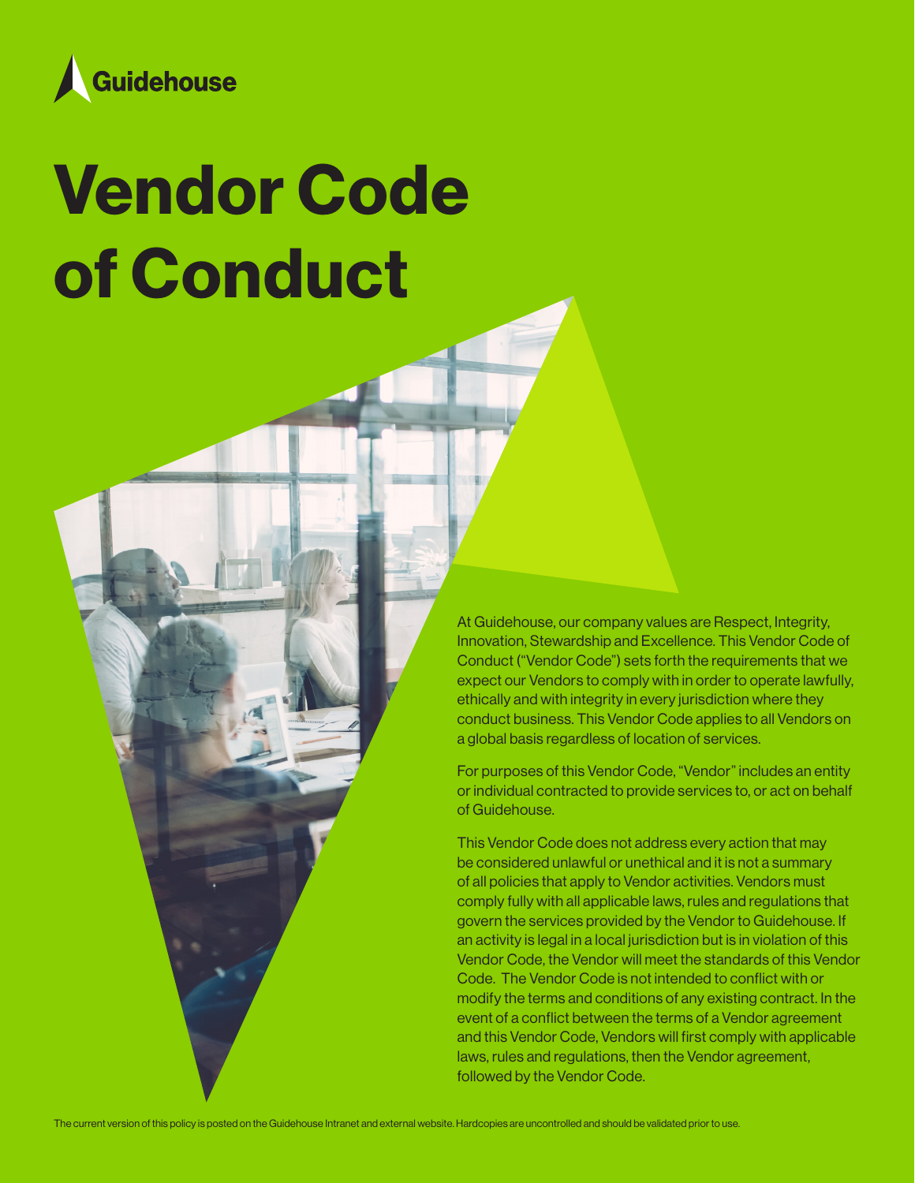Guidehouse

# Vendor Code of Conduct

At Guidehouse, our company values are Respect, Integrity, Innovation, Stewardship and Excellence. This Vendor Code of Conduct ("Vendor Code") sets forth the requirements that we expect our Vendors to comply with in order to operate lawfully, ethically and with integrity in every jurisdiction where they conduct business. This Vendor Code applies to all Vendors on a global basis regardless of location of services.

For purposes of this Vendor Code, "Vendor" includes an entity or individual contracted to provide services to, or act on behalf of Guidehouse.

This Vendor Code does not address every action that may be considered unlawful or unethical and it is not a summary of all policies that apply to Vendor activities. Vendors must comply fully with all applicable laws, rules and regulations that govern the services provided by the Vendor to Guidehouse. If an activity is legal in a local jurisdiction but is in violation of this Vendor Code, the Vendor will meet the standards of this Vendor Code. The Vendor Code is not intended to conflict with or modify the terms and conditions of any existing contract. In the event of a conflict between the terms of a Vendor agreement and this Vendor Code, Vendors will first comply with applicable laws, rules and regulations, then the Vendor agreement, followed by the Vendor Code.

The current version of this policy is posted on the Guidehouse Intranet and external website. Hardcopies are uncontrolled and should be validated prior to use.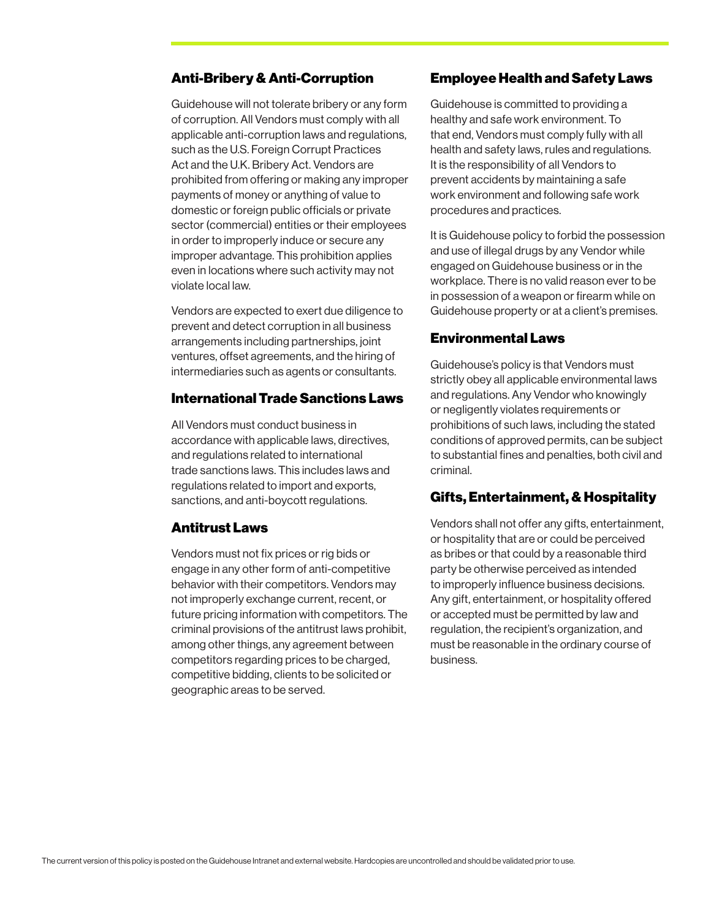## Anti-Bribery & Anti-Corruption

Guidehouse will not tolerate bribery or any form of corruption. All Vendors must comply with all applicable anti-corruption laws and regulations, such as the U.S. Foreign Corrupt Practices Act and the U.K. Bribery Act. Vendors are prohibited from offering or making any improper payments of money or anything of value to domestic or foreign public officials or private sector (commercial) entities or their employees in order to improperly induce or secure any improper advantage. This prohibition applies even in locations where such activity may not violate local law.

Vendors are expected to exert due diligence to prevent and detect corruption in all business arrangements including partnerships, joint ventures, offset agreements, and the hiring of intermediaries such as agents or consultants.

## International Trade Sanctions Laws

All Vendors must conduct business in accordance with applicable laws, directives, and regulations related to international trade sanctions laws. This includes laws and regulations related to import and exports, sanctions, and anti-boycott regulations.

## Antitrust Laws

Vendors must not fix prices or rig bids or engage in any other form of anti-competitive behavior with their competitors. Vendors may not improperly exchange current, recent, or future pricing information with competitors. The criminal provisions of the antitrust laws prohibit, among other things, any agreement between competitors regarding prices to be charged, competitive bidding, clients to be solicited or geographic areas to be served.

## Employee Health and Safety Laws

Guidehouse is committed to providing a healthy and safe work environment. To that end, Vendors must comply fully with all health and safety laws, rules and regulations. It is the responsibility of all Vendors to prevent accidents by maintaining a safe work environment and following safe work procedures and practices.

It is Guidehouse policy to forbid the possession and use of illegal drugs by any Vendor while engaged on Guidehouse business or in the workplace. There is no valid reason ever to be in possession of a weapon or firearm while on Guidehouse property or at a client's premises.

## Environmental Laws

Guidehouse's policy is that Vendors must strictly obey all applicable environmental laws and regulations. Any Vendor who knowingly or negligently violates requirements or prohibitions of such laws, including the stated conditions of approved permits, can be subject to substantial fines and penalties, both civil and criminal.

## Gifts, Entertainment, & Hospitality

Vendors shall not offer any gifts, entertainment, or hospitality that are or could be perceived as bribes or that could by a reasonable third party be otherwise perceived as intended to improperly influence business decisions. Any gift, entertainment, or hospitality offered or accepted must be permitted by law and regulation, the recipient's organization, and must be reasonable in the ordinary course of business.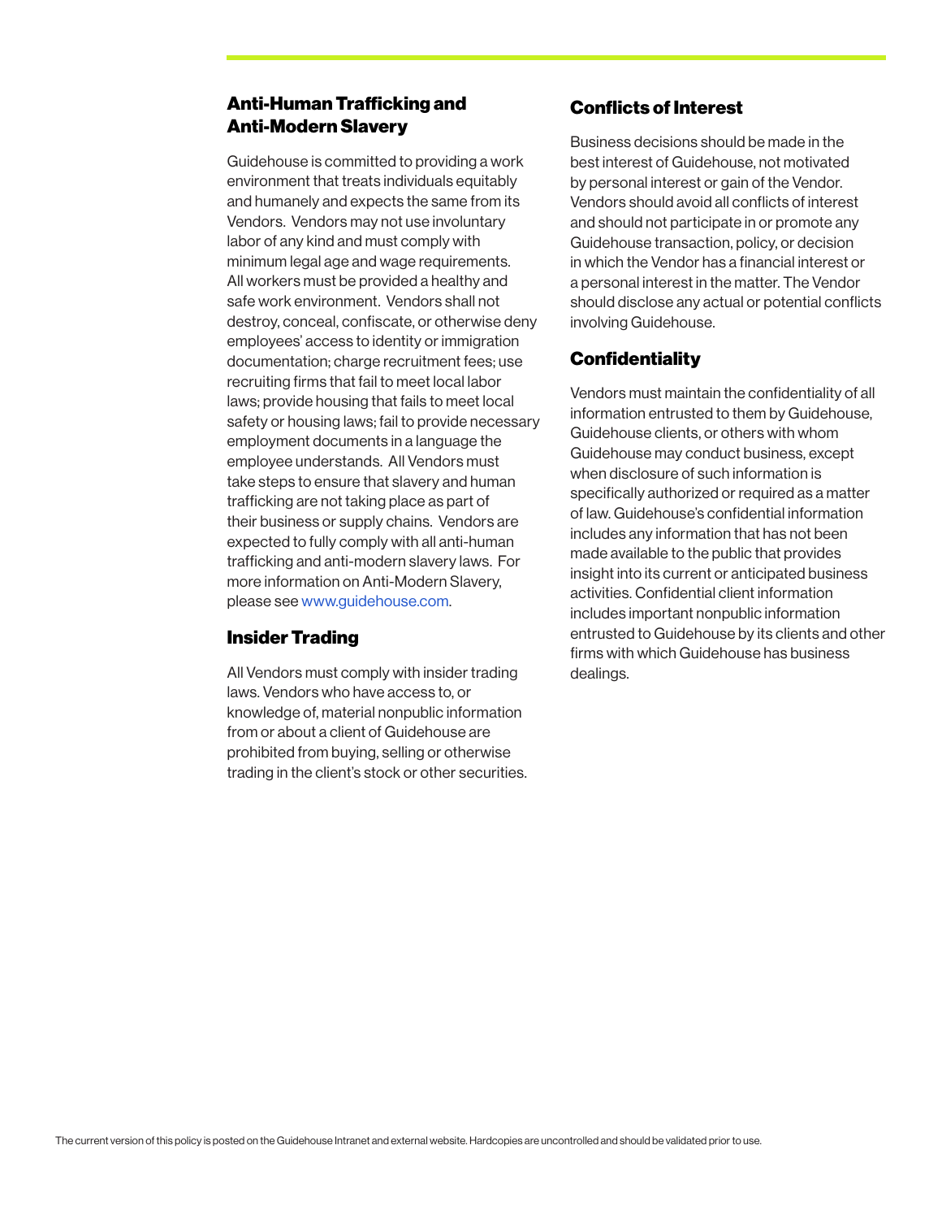## Anti-Human Trafficking and Anti-Modern Slavery

Guidehouse is committed to providing a work environment that treats individuals equitably and humanely and expects the same from its Vendors. Vendors may not use involuntary labor of any kind and must comply with minimum legal age and wage requirements. All workers must be provided a healthy and safe work environment. Vendors shall not destroy, conceal, confiscate, or otherwise deny employees' access to identity or immigration documentation; charge recruitment fees; use recruiting firms that fail to meet local labor laws; provide housing that fails to meet local safety or housing laws; fail to provide necessary employment documents in a language the employee understands. All Vendors must take steps to ensure that slavery and human trafficking are not taking place as part of their business or supply chains. Vendors are expected to fully comply with all anti-human trafficking and anti-modern slavery laws. For more information on Anti-Modern Slavery, please see www.guidehouse.com.

## Insider Trading

All Vendors must comply with insider trading laws. Vendors who have access to, or knowledge of, material nonpublic information from or about a client of Guidehouse are prohibited from buying, selling or otherwise trading in the client's stock or other securities.

## Conflicts of Interest

Business decisions should be made in the best interest of Guidehouse, not motivated by personal interest or gain of the Vendor. Vendors should avoid all conflicts of interest and should not participate in or promote any Guidehouse transaction, policy, or decision in which the Vendor has a financial interest or a personal interest in the matter. The Vendor should disclose any actual or potential conflicts involving Guidehouse.

## Confidentiality

Vendors must maintain the confidentiality of all information entrusted to them by Guidehouse, Guidehouse clients, or others with whom Guidehouse may conduct business, except when disclosure of such information is specifically authorized or required as a matter of law. Guidehouse's confidential information includes any information that has not been made available to the public that provides insight into its current or anticipated business activities. Confidential client information includes important nonpublic information entrusted to Guidehouse by its clients and other firms with which Guidehouse has business dealings.

The current version of this policy is posted on the Guidehouse Intranet and external website. Hardcopies are uncontrolled and should be validated prior to use.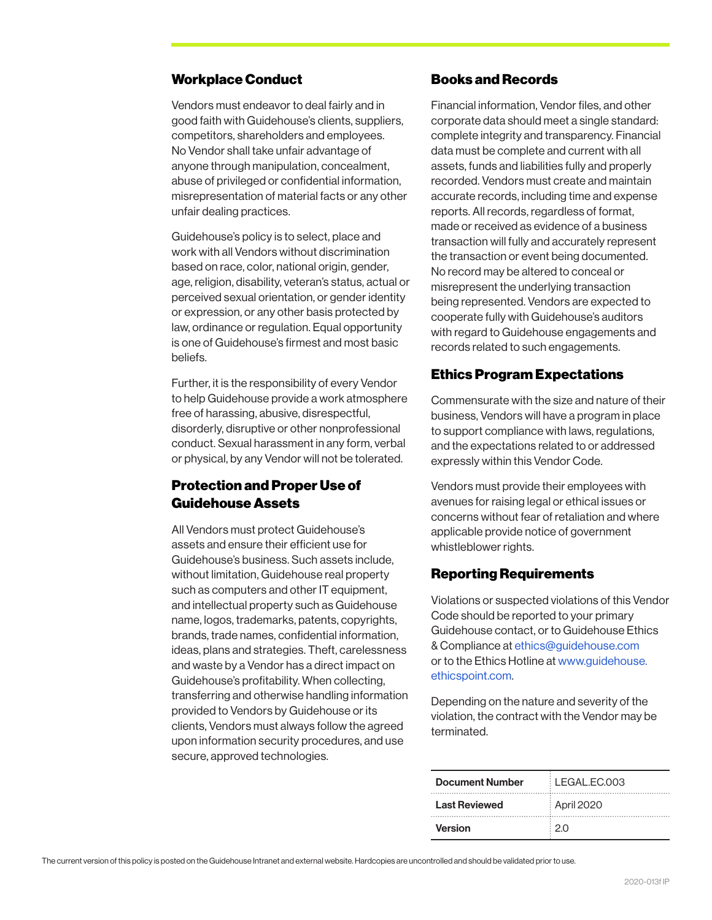## Workplace Conduct

Vendors must endeavor to deal fairly and in good faith with Guidehouse's clients, suppliers, competitors, shareholders and employees. No Vendor shall take unfair advantage of anyone through manipulation, concealment, abuse of privileged or confidential information, misrepresentation of material facts or any other unfair dealing practices.

Guidehouse's policy is to select, place and work with all Vendors without discrimination based on race, color, national origin, gender, age, religion, disability, veteran's status, actual or perceived sexual orientation, or gender identity or expression, or any other basis protected by law, ordinance or regulation. Equal opportunity is one of Guidehouse's firmest and most basic beliefs.

Further, it is the responsibility of every Vendor to help Guidehouse provide a work atmosphere free of harassing, abusive, disrespectful, disorderly, disruptive or other nonprofessional conduct. Sexual harassment in any form, verbal or physical, by any Vendor will not be tolerated.

## Protection and Proper Use of Guidehouse Assets

All Vendors must protect Guidehouse's assets and ensure their efficient use for Guidehouse's business. Such assets include, without limitation, Guidehouse real property such as computers and other IT equipment, and intellectual property such as Guidehouse name, logos, trademarks, patents, copyrights, brands, trade names, confidential information, ideas, plans and strategies. Theft, carelessness and waste by a Vendor has a direct impact on Guidehouse's profitability. When collecting, transferring and otherwise handling information provided to Vendors by Guidehouse or its clients, Vendors must always follow the agreed upon information security procedures, and use secure, approved technologies.

## Books and Records

Financial information, Vendor files, and other corporate data should meet a single standard: complete integrity and transparency. Financial data must be complete and current with all assets, funds and liabilities fully and properly recorded. Vendors must create and maintain accurate records, including time and expense reports. All records, regardless of format, made or received as evidence of a business transaction will fully and accurately represent the transaction or event being documented. No record may be altered to conceal or misrepresent the underlying transaction being represented. Vendors are expected to cooperate fully with Guidehouse's auditors with regard to Guidehouse engagements and records related to such engagements.

## Ethics Program Expectations

Commensurate with the size and nature of their business, Vendors will have a program in place to support compliance with laws, regulations, and the expectations related to or addressed expressly within this Vendor Code.

Vendors must provide their employees with avenues for raising legal or ethical issues or concerns without fear of retaliation and where applicable provide notice of government whistleblower rights.

## Reporting Requirements

Violations or suspected violations of this Vendor Code should be reported to your primary Guidehouse contact, or to Guidehouse Ethics & Compliance at ethics@guidehouse.com or to the Ethics Hotline at www.guidehouse.ethicspoint.com.

Depending on the nature and severity of the violation, the contract with the Vendor may be terminated.

| | |
|---|---|
| **Document Number** | LEGAL.EC.003 |
| **Last Reviewed** | April 2020 |
| **Version** | 2.0 |

The current version of this policy is posted on the Guidehouse Intranet and external website. Hardcopies are uncontrolled and should be validated prior to use.

2020-013f IP